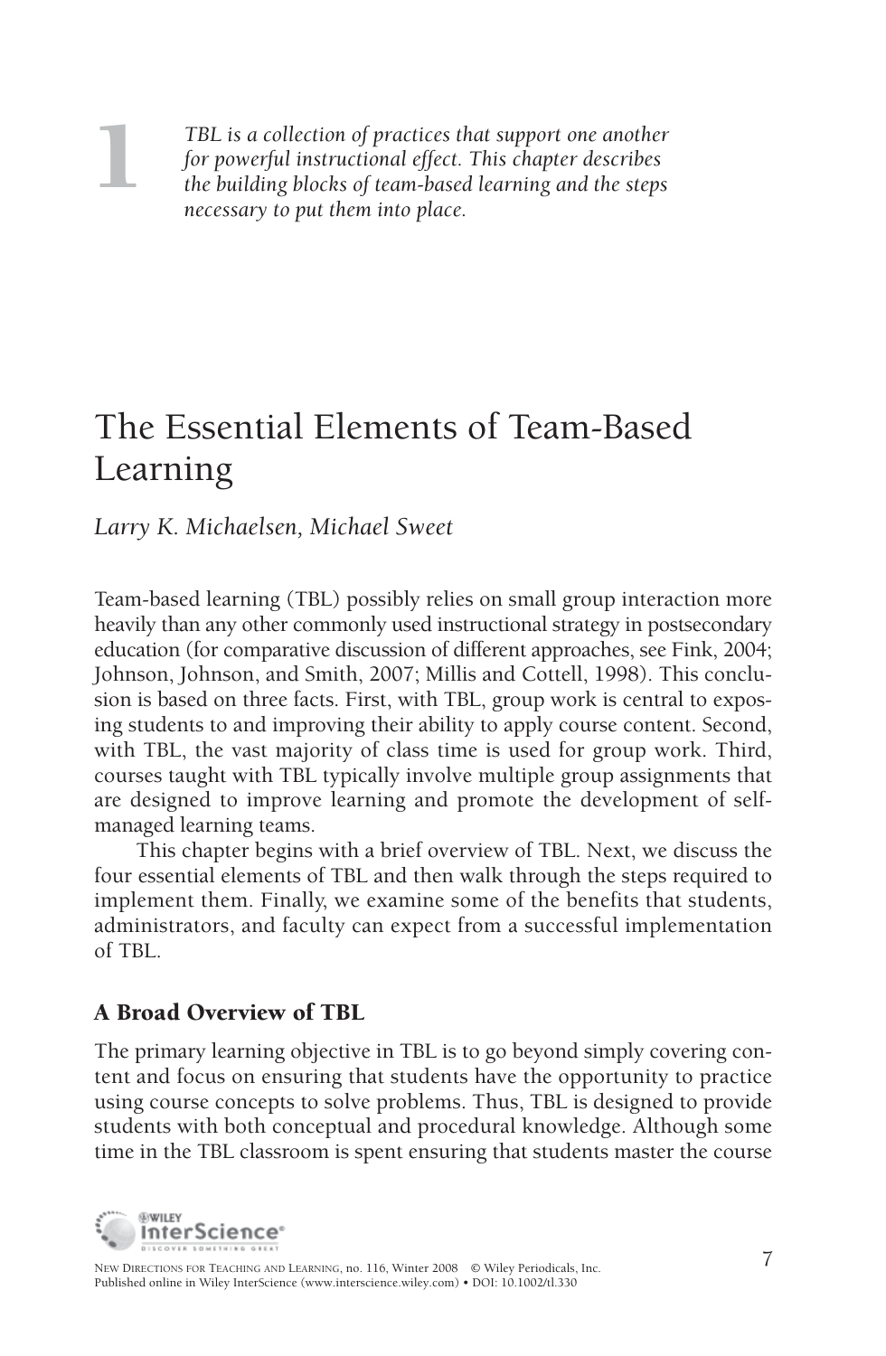1

*TBL is a collection of practices that support one another for powerful instructional effect. This chapter describes the building blocks of team-based learning and the steps necessary to put them into place.*

# The Essential Elements of Team-Based Learning

*Larry K. Michaelsen, Michael Sweet*

Team-based learning (TBL) possibly relies on small group interaction more heavily than any other commonly used instructional strategy in postsecondary education (for comparative discussion of different approaches, see Fink, 2004; Johnson, Johnson, and Smith, 2007; Millis and Cottell, 1998). This conclusion is based on three facts. First, with TBL, group work is central to exposing students to and improving their ability to apply course content. Second, with TBL, the vast majority of class time is used for group work. Third, courses taught with TBL typically involve multiple group assignments that are designed to improve learning and promote the development of self-managed learning teams.

This chapter begins with a brief overview of TBL. Next, we discuss the four essential elements of TBL and then walk through the steps required to implement them. Finally, we examine some of the benefits that students, administrators, and faculty can expect from a successful implementation of TBL.

## A Broad Overview of TBL

The primary learning objective in TBL is to go beyond simply covering content and focus on ensuring that students have the opportunity to practice using course concepts to solve problems. Thus, TBL is designed to provide students with both conceptual and procedural knowledge. Although some time in the TBL classroom is spent ensuring that students master the course

NEW DIRECTIONS FOR TEACHING AND LEARNING, no. 116, Winter 2008 © Wiley Periodicals, Inc.
Published online in Wiley InterScience (www.interscience.wiley.com) • DOI: 10.1002/tl.330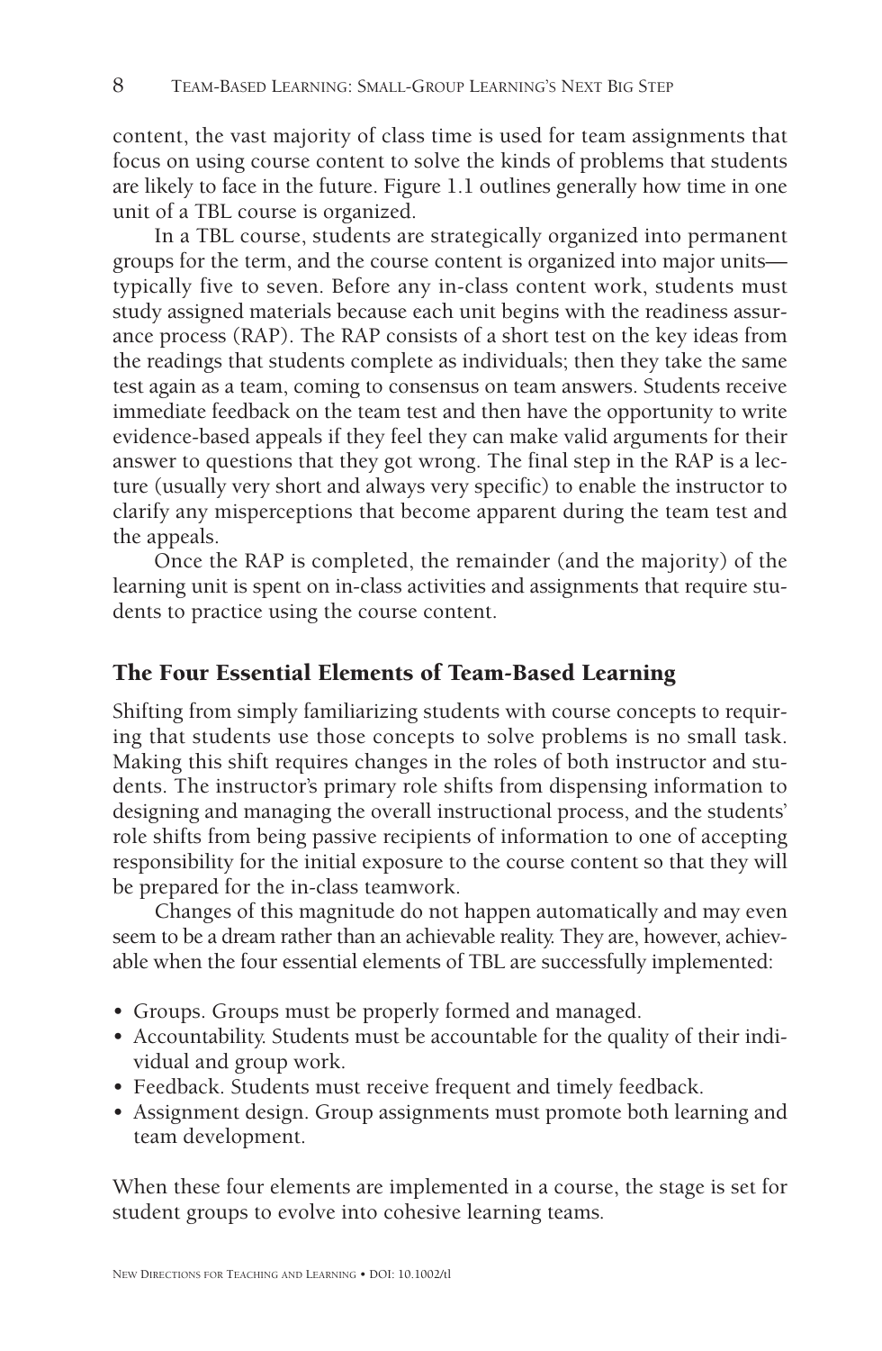content, the vast majority of class time is used for team assignments that focus on using course content to solve the kinds of problems that students are likely to face in the future. Figure 1.1 outlines generally how time in one unit of a TBL course is organized.

In a TBL course, students are strategically organized into permanent groups for the term, and the course content is organized into major units—typically five to seven. Before any in-class content work, students must study assigned materials because each unit begins with the readiness assurance process (RAP). The RAP consists of a short test on the key ideas from the readings that students complete as individuals; then they take the same test again as a team, coming to consensus on team answers. Students receive immediate feedback on the team test and then have the opportunity to write evidence-based appeals if they feel they can make valid arguments for their answer to questions that they got wrong. The final step in the RAP is a lecture (usually very short and always very specific) to enable the instructor to clarify any misperceptions that become apparent during the team test and the appeals.

Once the RAP is completed, the remainder (and the majority) of the learning unit is spent on in-class activities and assignments that require students to practice using the course content.

## The Four Essential Elements of Team-Based Learning

Shifting from simply familiarizing students with course concepts to requiring that students use those concepts to solve problems is no small task. Making this shift requires changes in the roles of both instructor and students. The instructor's primary role shifts from dispensing information to designing and managing the overall instructional process, and the students' role shifts from being passive recipients of information to one of accepting responsibility for the initial exposure to the course content so that they will be prepared for the in-class teamwork.

Changes of this magnitude do not happen automatically and may even seem to be a dream rather than an achievable reality. They are, however, achievable when the four essential elements of TBL are successfully implemented:

- Groups. Groups must be properly formed and managed.
- Accountability. Students must be accountable for the quality of their individual and group work.
- Feedback. Students must receive frequent and timely feedback.
- Assignment design. Group assignments must promote both learning and team development.

When these four elements are implemented in a course, the stage is set for student groups to evolve into cohesive learning teams.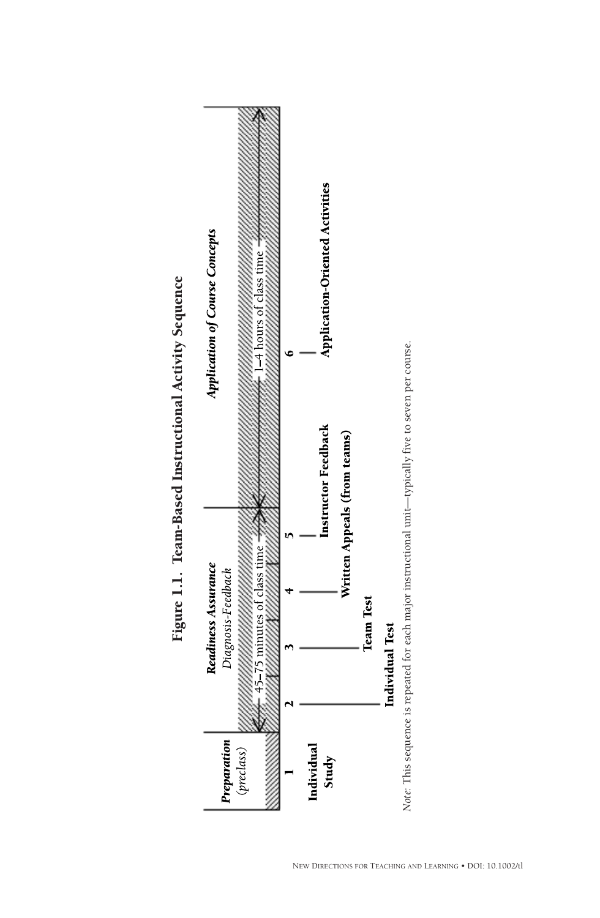**Figure 1.1. Team-Based Instructional Activity Sequence**

| ***Preparation*** *(preclass)* | ***Readiness Assurance*** *Diagnosis-Feedback* | | | | ***Application of Course Concepts*** |
|---|---|---|---|---|---|
| | ← 45–75 minutes of class time → | | | | ← 1–4 hours of class time → |
| **1** | **2** | **3** | **4** | **5** | **6** |
| **Individual Study** | **Individual Test** | **Team Test** | **Written Appeals (from teams)** | **Instructor Feedback** | **Application-Oriented Activities** |

*Note:* This sequence is repeated for each major instructional unit—typically five to seven per course.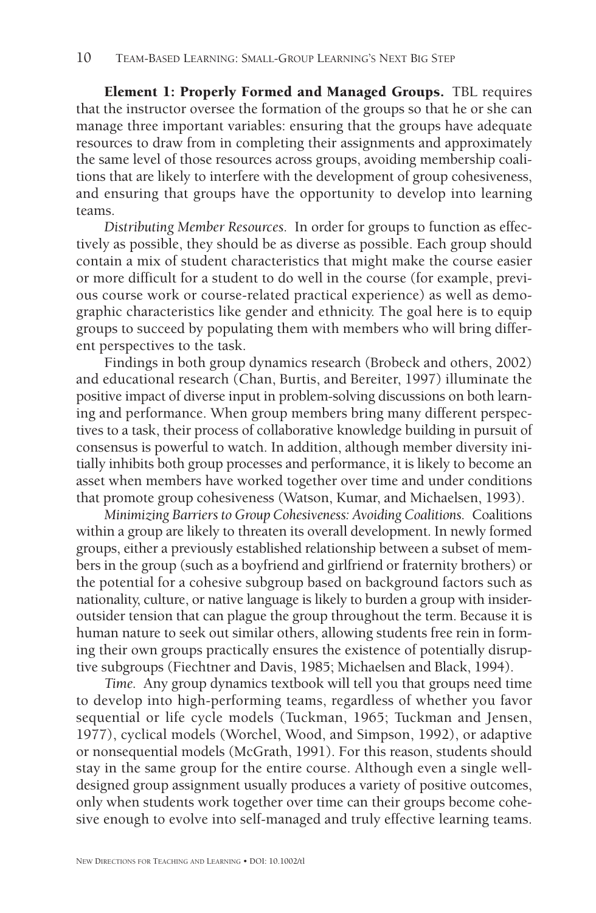**Element 1: Properly Formed and Managed Groups.** TBL requires that the instructor oversee the formation of the groups so that he or she can manage three important variables: ensuring that the groups have adequate resources to draw from in completing their assignments and approximately the same level of those resources across groups, avoiding membership coalitions that are likely to interfere with the development of group cohesiveness, and ensuring that groups have the opportunity to develop into learning teams.

*Distributing Member Resources.* In order for groups to function as effectively as possible, they should be as diverse as possible. Each group should contain a mix of student characteristics that might make the course easier or more difficult for a student to do well in the course (for example, previous course work or course-related practical experience) as well as demographic characteristics like gender and ethnicity. The goal here is to equip groups to succeed by populating them with members who will bring different perspectives to the task.

Findings in both group dynamics research (Brobeck and others, 2002) and educational research (Chan, Burtis, and Bereiter, 1997) illuminate the positive impact of diverse input in problem-solving discussions on both learning and performance. When group members bring many different perspectives to a task, their process of collaborative knowledge building in pursuit of consensus is powerful to watch. In addition, although member diversity initially inhibits both group processes and performance, it is likely to become an asset when members have worked together over time and under conditions that promote group cohesiveness (Watson, Kumar, and Michaelsen, 1993).

*Minimizing Barriers to Group Cohesiveness: Avoiding Coalitions.* Coalitions within a group are likely to threaten its overall development. In newly formed groups, either a previously established relationship between a subset of members in the group (such as a boyfriend and girlfriend or fraternity brothers) or the potential for a cohesive subgroup based on background factors such as nationality, culture, or native language is likely to burden a group with insider-outsider tension that can plague the group throughout the term. Because it is human nature to seek out similar others, allowing students free rein in forming their own groups practically ensures the existence of potentially disruptive subgroups (Fiechtner and Davis, 1985; Michaelsen and Black, 1994).

*Time.* Any group dynamics textbook will tell you that groups need time to develop into high-performing teams, regardless of whether you favor sequential or life cycle models (Tuckman, 1965; Tuckman and Jensen, 1977), cyclical models (Worchel, Wood, and Simpson, 1992), or adaptive or nonsequential models (McGrath, 1991). For this reason, students should stay in the same group for the entire course. Although even a single well-designed group assignment usually produces a variety of positive outcomes, only when students work together over time can their groups become cohesive enough to evolve into self-managed and truly effective learning teams.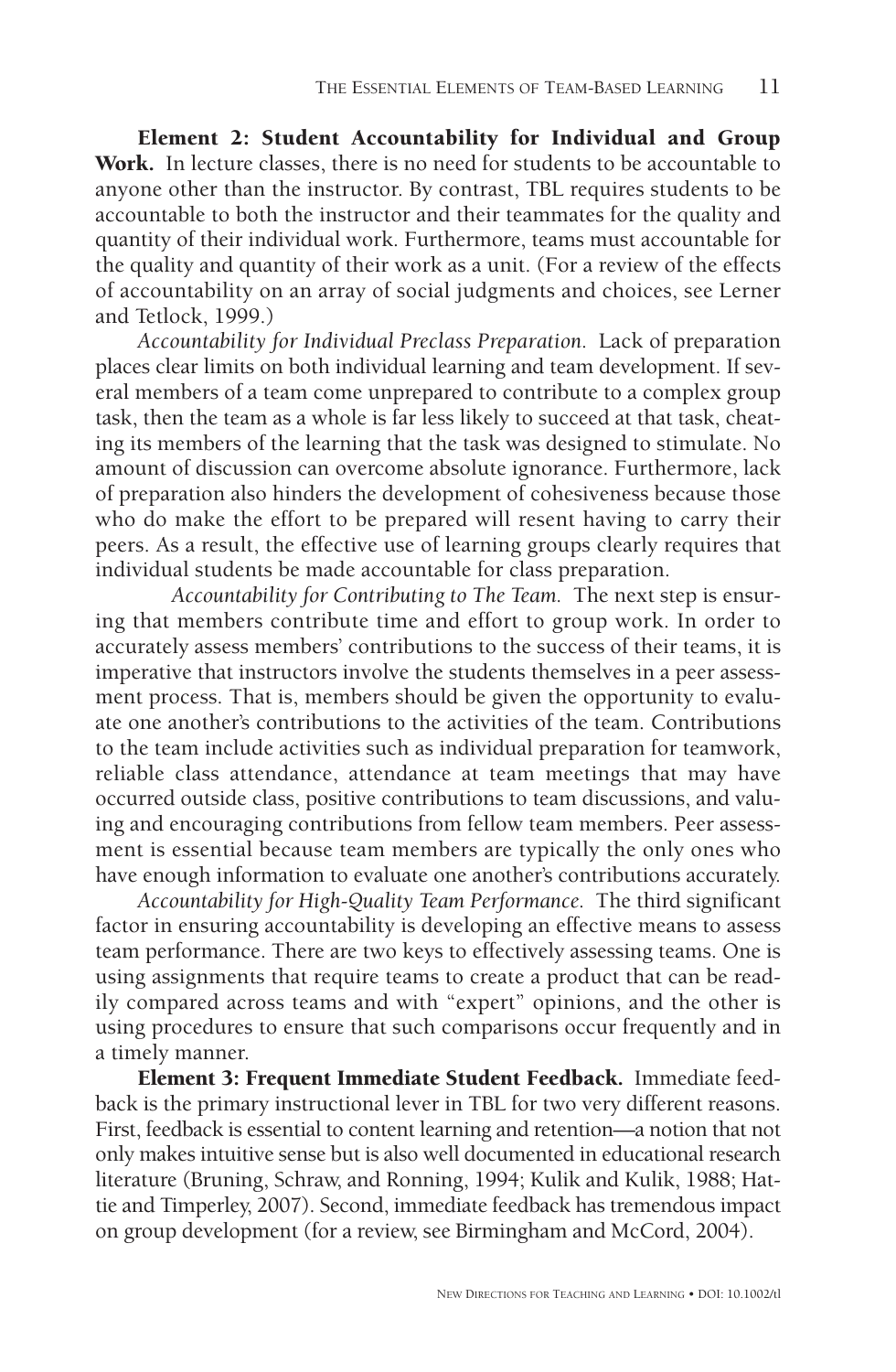**Element 2: Student Accountability for Individual and Group Work.** In lecture classes, there is no need for students to be accountable to anyone other than the instructor. By contrast, TBL requires students to be accountable to both the instructor and their teammates for the quality and quantity of their individual work. Furthermore, teams must accountable for the quality and quantity of their work as a unit. (For a review of the effects of accountability on an array of social judgments and choices, see Lerner and Tetlock, 1999.)

*Accountability for Individual Preclass Preparation.* Lack of preparation places clear limits on both individual learning and team development. If several members of a team come unprepared to contribute to a complex group task, then the team as a whole is far less likely to succeed at that task, cheating its members of the learning that the task was designed to stimulate. No amount of discussion can overcome absolute ignorance. Furthermore, lack of preparation also hinders the development of cohesiveness because those who do make the effort to be prepared will resent having to carry their peers. As a result, the effective use of learning groups clearly requires that individual students be made accountable for class preparation.

*Accountability for Contributing to The Team.* The next step is ensuring that members contribute time and effort to group work. In order to accurately assess members' contributions to the success of their teams, it is imperative that instructors involve the students themselves in a peer assessment process. That is, members should be given the opportunity to evaluate one another's contributions to the activities of the team. Contributions to the team include activities such as individual preparation for teamwork, reliable class attendance, attendance at team meetings that may have occurred outside class, positive contributions to team discussions, and valuing and encouraging contributions from fellow team members. Peer assessment is essential because team members are typically the only ones who have enough information to evaluate one another's contributions accurately.

*Accountability for High-Quality Team Performance.* The third significant factor in ensuring accountability is developing an effective means to assess team performance. There are two keys to effectively assessing teams. One is using assignments that require teams to create a product that can be readily compared across teams and with "expert" opinions, and the other is using procedures to ensure that such comparisons occur frequently and in a timely manner.

**Element 3: Frequent Immediate Student Feedback.** Immediate feedback is the primary instructional lever in TBL for two very different reasons. First, feedback is essential to content learning and retention—a notion that not only makes intuitive sense but is also well documented in educational research literature (Bruning, Schraw, and Ronning, 1994; Kulik and Kulik, 1988; Hattie and Timperley, 2007). Second, immediate feedback has tremendous impact on group development (for a review, see Birmingham and McCord, 2004).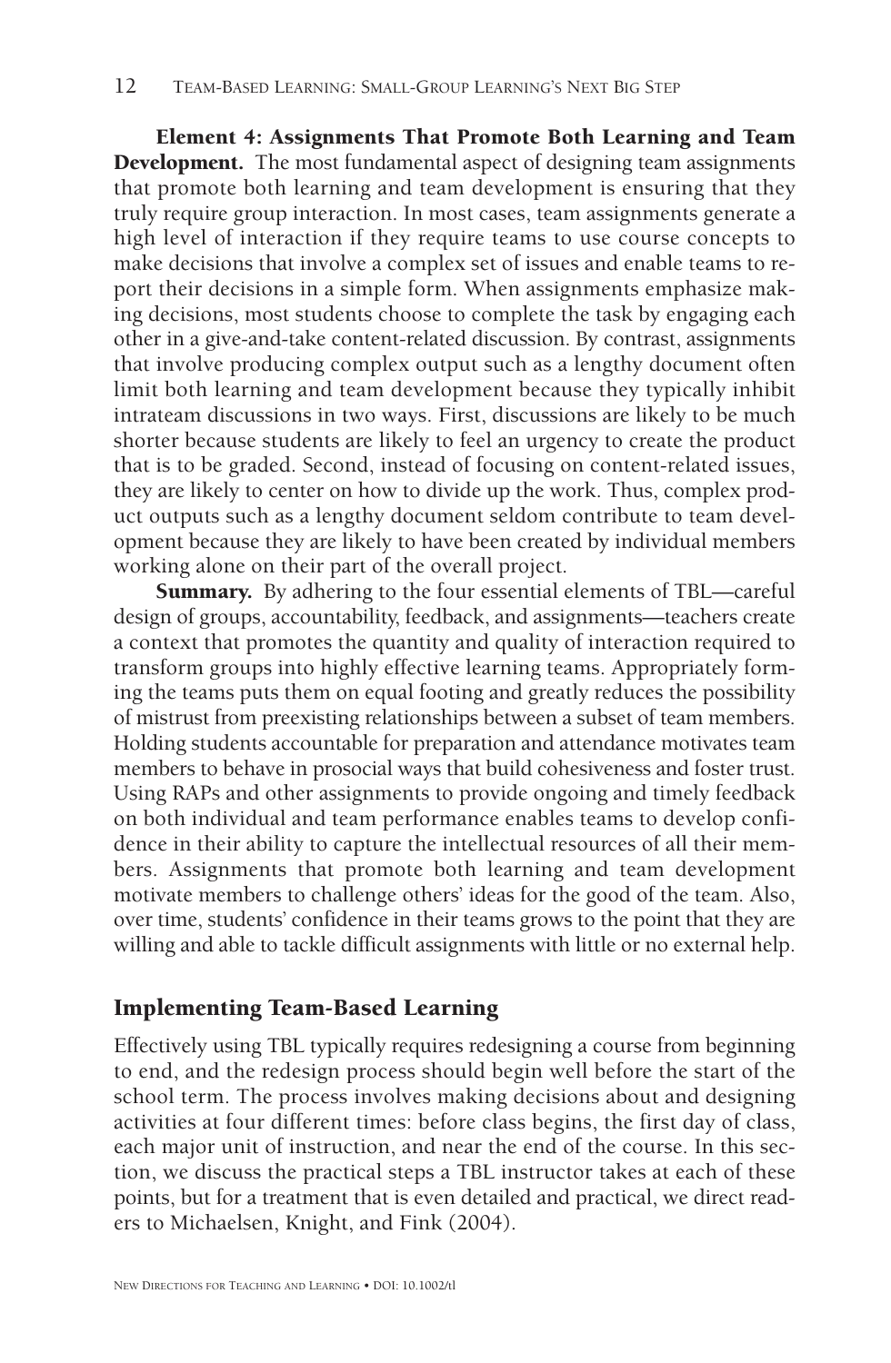**Element 4: Assignments That Promote Both Learning and Team Development.** The most fundamental aspect of designing team assignments that promote both learning and team development is ensuring that they truly require group interaction. In most cases, team assignments generate a high level of interaction if they require teams to use course concepts to make decisions that involve a complex set of issues and enable teams to report their decisions in a simple form. When assignments emphasize making decisions, most students choose to complete the task by engaging each other in a give-and-take content-related discussion. By contrast, assignments that involve producing complex output such as a lengthy document often limit both learning and team development because they typically inhibit intrateam discussions in two ways. First, discussions are likely to be much shorter because students are likely to feel an urgency to create the product that is to be graded. Second, instead of focusing on content-related issues, they are likely to center on how to divide up the work. Thus, complex product outputs such as a lengthy document seldom contribute to team development because they are likely to have been created by individual members working alone on their part of the overall project.

**Summary.** By adhering to the four essential elements of TBL—careful design of groups, accountability, feedback, and assignments—teachers create a context that promotes the quantity and quality of interaction required to transform groups into highly effective learning teams. Appropriately forming the teams puts them on equal footing and greatly reduces the possibility of mistrust from preexisting relationships between a subset of team members. Holding students accountable for preparation and attendance motivates team members to behave in prosocial ways that build cohesiveness and foster trust. Using RAPs and other assignments to provide ongoing and timely feedback on both individual and team performance enables teams to develop confidence in their ability to capture the intellectual resources of all their members. Assignments that promote both learning and team development motivate members to challenge others' ideas for the good of the team. Also, over time, students' confidence in their teams grows to the point that they are willing and able to tackle difficult assignments with little or no external help.

## Implementing Team-Based Learning

Effectively using TBL typically requires redesigning a course from beginning to end, and the redesign process should begin well before the start of the school term. The process involves making decisions about and designing activities at four different times: before class begins, the first day of class, each major unit of instruction, and near the end of the course. In this section, we discuss the practical steps a TBL instructor takes at each of these points, but for a treatment that is even detailed and practical, we direct readers to Michaelsen, Knight, and Fink (2004).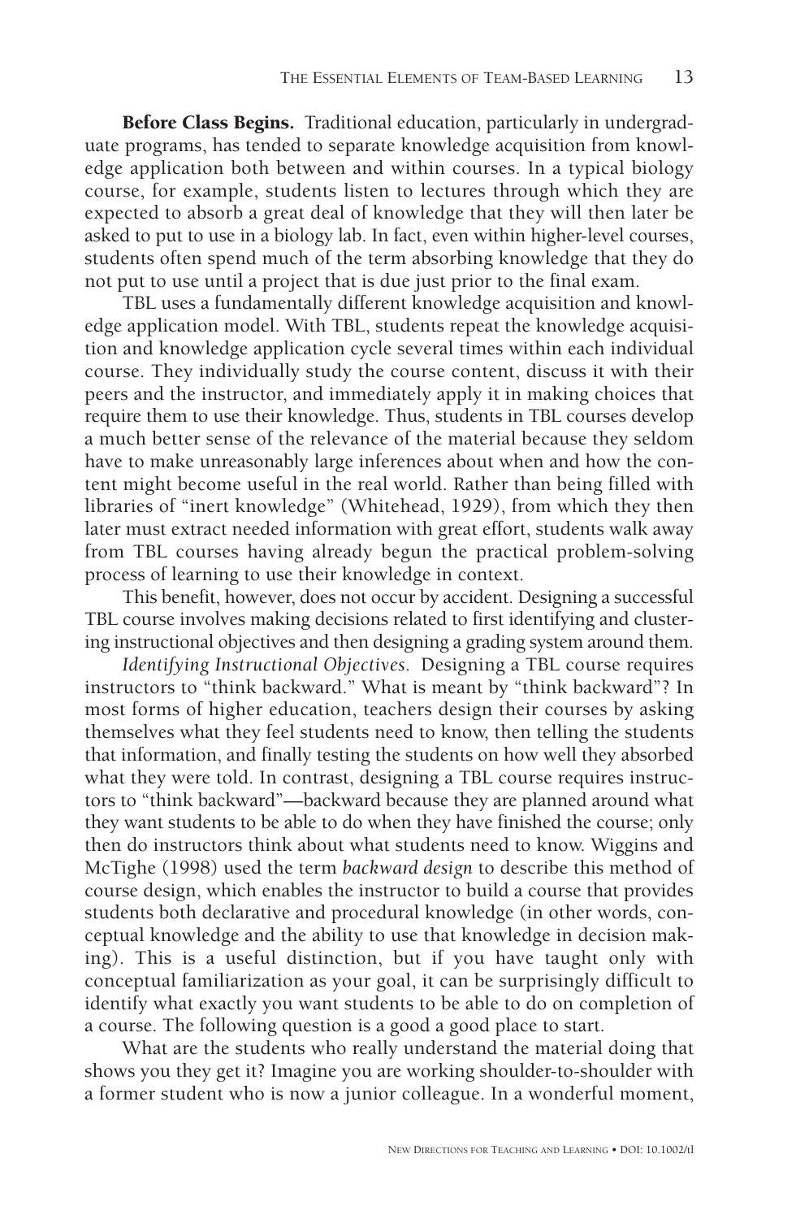**Before Class Begins.** Traditional education, particularly in undergraduate programs, has tended to separate knowledge acquisition from knowledge application both between and within courses. In a typical biology course, for example, students listen to lectures through which they are expected to absorb a great deal of knowledge that they will then later be asked to put to use in a biology lab. In fact, even within higher-level courses, students often spend much of the term absorbing knowledge that they do not put to use until a project that is due just prior to the final exam.

TBL uses a fundamentally different knowledge acquisition and knowledge application model. With TBL, students repeat the knowledge acquisition and knowledge application cycle several times within each individual course. They individually study the course content, discuss it with their peers and the instructor, and immediately apply it in making choices that require them to use their knowledge. Thus, students in TBL courses develop a much better sense of the relevance of the material because they seldom have to make unreasonably large inferences about when and how the content might become useful in the real world. Rather than being filled with libraries of "inert knowledge" (Whitehead, 1929), from which they then later must extract needed information with great effort, students walk away from TBL courses having already begun the practical problem-solving process of learning to use their knowledge in context.

This benefit, however, does not occur by accident. Designing a successful TBL course involves making decisions related to first identifying and clustering instructional objectives and then designing a grading system around them.

*Identifying Instructional Objectives.* Designing a TBL course requires instructors to "think backward." What is meant by "think backward"? In most forms of higher education, teachers design their courses by asking themselves what they feel students need to know, then telling the students that information, and finally testing the students on how well they absorbed what they were told. In contrast, designing a TBL course requires instructors to "think backward"—backward because they are planned around what they want students to be able to do when they have finished the course; only then do instructors think about what students need to know. Wiggins and McTighe (1998) used the term *backward design* to describe this method of course design, which enables the instructor to build a course that provides students both declarative and procedural knowledge (in other words, conceptual knowledge and the ability to use that knowledge in decision making). This is a useful distinction, but if you have taught only with conceptual familiarization as your goal, it can be surprisingly difficult to identify what exactly you want students to be able to do on completion of a course. The following question is a good a good place to start.

What are the students who really understand the material doing that shows you they get it? Imagine you are working shoulder-to-shoulder with a former student who is now a junior colleague. In a wonderful moment,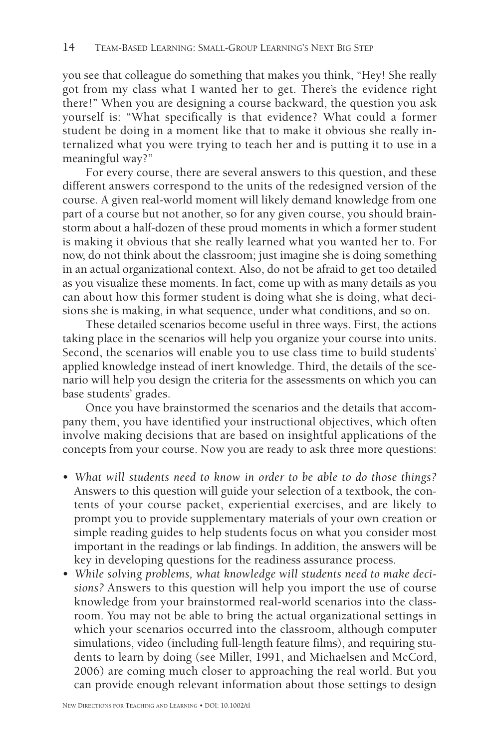you see that colleague do something that makes you think, "Hey! She really got from my class what I wanted her to get. There's the evidence right there!" When you are designing a course backward, the question you ask yourself is: "What specifically is that evidence? What could a former student be doing in a moment like that to make it obvious she really internalized what you were trying to teach her and is putting it to use in a meaningful way?"

For every course, there are several answers to this question, and these different answers correspond to the units of the redesigned version of the course. A given real-world moment will likely demand knowledge from one part of a course but not another, so for any given course, you should brainstorm about a half-dozen of these proud moments in which a former student is making it obvious that she really learned what you wanted her to. For now, do not think about the classroom; just imagine she is doing something in an actual organizational context. Also, do not be afraid to get too detailed as you visualize these moments. In fact, come up with as many details as you can about how this former student is doing what she is doing, what decisions she is making, in what sequence, under what conditions, and so on.

These detailed scenarios become useful in three ways. First, the actions taking place in the scenarios will help you organize your course into units. Second, the scenarios will enable you to use class time to build students' applied knowledge instead of inert knowledge. Third, the details of the scenario will help you design the criteria for the assessments on which you can base students' grades.

Once you have brainstormed the scenarios and the details that accompany them, you have identified your instructional objectives, which often involve making decisions that are based on insightful applications of the concepts from your course. Now you are ready to ask three more questions:

- *What will students need to know in order to be able to do those things?* Answers to this question will guide your selection of a textbook, the contents of your course packet, experiential exercises, and are likely to prompt you to provide supplementary materials of your own creation or simple reading guides to help students focus on what you consider most important in the readings or lab findings. In addition, the answers will be key in developing questions for the readiness assurance process.
- *While solving problems, what knowledge will students need to make decisions?* Answers to this question will help you import the use of course knowledge from your brainstormed real-world scenarios into the classroom. You may not be able to bring the actual organizational settings in which your scenarios occurred into the classroom, although computer simulations, video (including full-length feature films), and requiring students to learn by doing (see Miller, 1991, and Michaelsen and McCord, 2006) are coming much closer to approaching the real world. But you can provide enough relevant information about those settings to design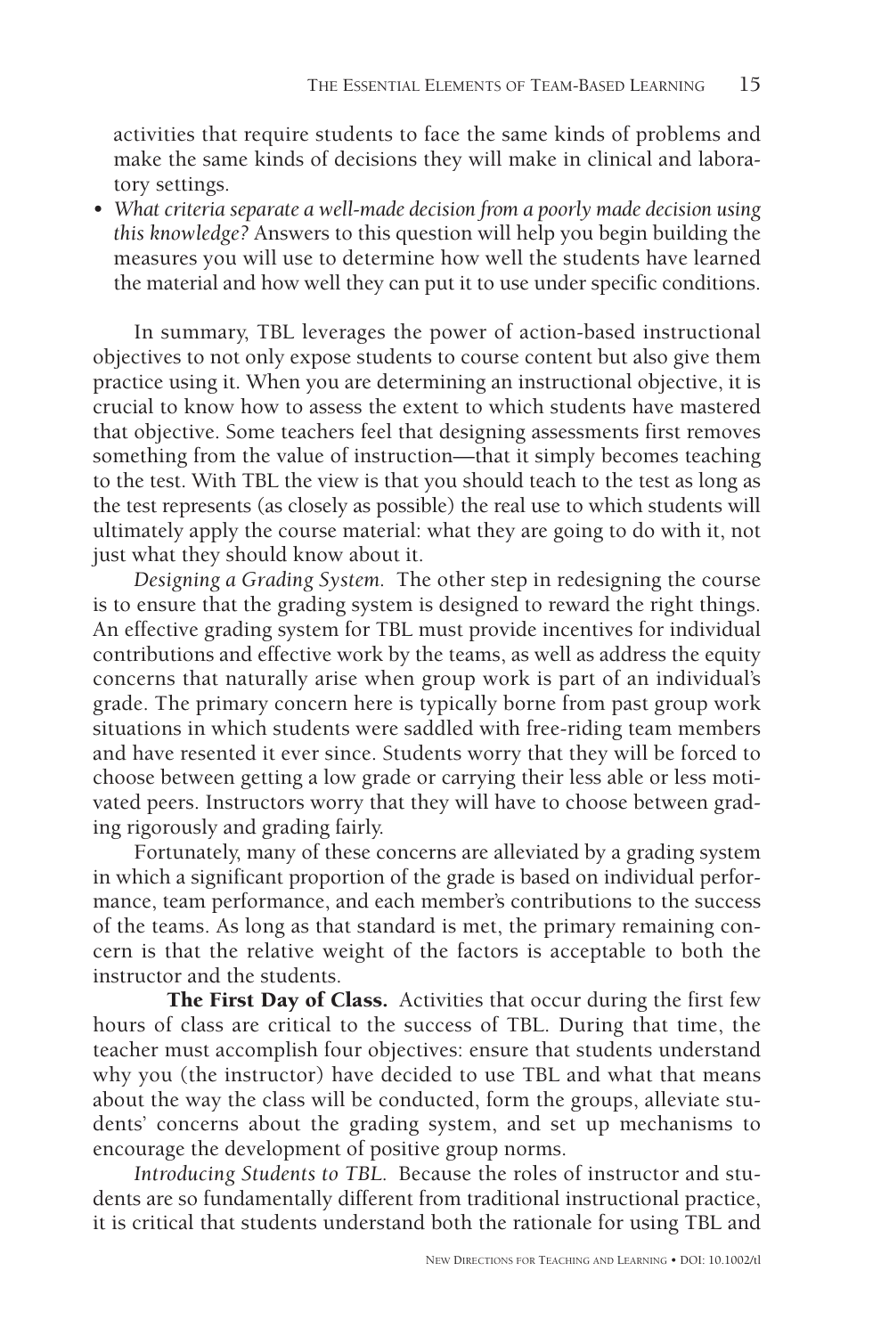activities that require students to face the same kinds of problems and make the same kinds of decisions they will make in clinical and laboratory settings.

- *What criteria separate a well-made decision from a poorly made decision using this knowledge?* Answers to this question will help you begin building the measures you will use to determine how well the students have learned the material and how well they can put it to use under specific conditions.

In summary, TBL leverages the power of action-based instructional objectives to not only expose students to course content but also give them practice using it. When you are determining an instructional objective, it is crucial to know how to assess the extent to which students have mastered that objective. Some teachers feel that designing assessments first removes something from the value of instruction—that it simply becomes teaching to the test. With TBL the view is that you should teach to the test as long as the test represents (as closely as possible) the real use to which students will ultimately apply the course material: what they are going to do with it, not just what they should know about it.

*Designing a Grading System.* The other step in redesigning the course is to ensure that the grading system is designed to reward the right things. An effective grading system for TBL must provide incentives for individual contributions and effective work by the teams, as well as address the equity concerns that naturally arise when group work is part of an individual's grade. The primary concern here is typically borne from past group work situations in which students were saddled with free-riding team members and have resented it ever since. Students worry that they will be forced to choose between getting a low grade or carrying their less able or less motivated peers. Instructors worry that they will have to choose between grading rigorously and grading fairly.

Fortunately, many of these concerns are alleviated by a grading system in which a significant proportion of the grade is based on individual performance, team performance, and each member's contributions to the success of the teams. As long as that standard is met, the primary remaining concern is that the relative weight of the factors is acceptable to both the instructor and the students.

**The First Day of Class.** Activities that occur during the first few hours of class are critical to the success of TBL. During that time, the teacher must accomplish four objectives: ensure that students understand why you (the instructor) have decided to use TBL and what that means about the way the class will be conducted, form the groups, alleviate students' concerns about the grading system, and set up mechanisms to encourage the development of positive group norms.

*Introducing Students to TBL.* Because the roles of instructor and students are so fundamentally different from traditional instructional practice, it is critical that students understand both the rationale for using TBL and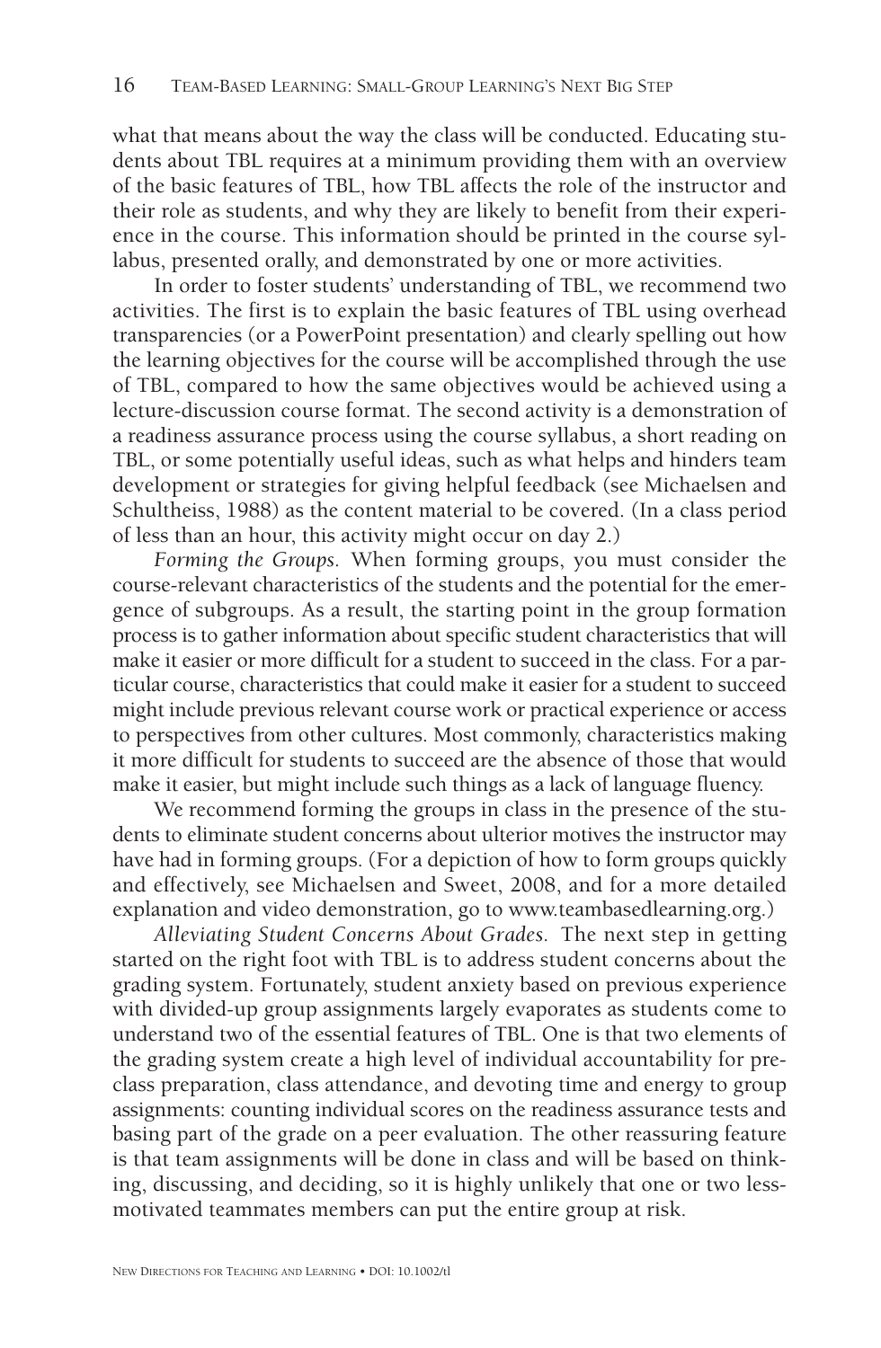what that means about the way the class will be conducted. Educating students about TBL requires at a minimum providing them with an overview of the basic features of TBL, how TBL affects the role of the instructor and their role as students, and why they are likely to benefit from their experience in the course. This information should be printed in the course syllabus, presented orally, and demonstrated by one or more activities.

In order to foster students' understanding of TBL, we recommend two activities. The first is to explain the basic features of TBL using overhead transparencies (or a PowerPoint presentation) and clearly spelling out how the learning objectives for the course will be accomplished through the use of TBL, compared to how the same objectives would be achieved using a lecture-discussion course format. The second activity is a demonstration of a readiness assurance process using the course syllabus, a short reading on TBL, or some potentially useful ideas, such as what helps and hinders team development or strategies for giving helpful feedback (see Michaelsen and Schultheiss, 1988) as the content material to be covered. (In a class period of less than an hour, this activity might occur on day 2.)

*Forming the Groups.* When forming groups, you must consider the course-relevant characteristics of the students and the potential for the emergence of subgroups. As a result, the starting point in the group formation process is to gather information about specific student characteristics that will make it easier or more difficult for a student to succeed in the class. For a particular course, characteristics that could make it easier for a student to succeed might include previous relevant course work or practical experience or access to perspectives from other cultures. Most commonly, characteristics making it more difficult for students to succeed are the absence of those that would make it easier, but might include such things as a lack of language fluency.

We recommend forming the groups in class in the presence of the students to eliminate student concerns about ulterior motives the instructor may have had in forming groups. (For a depiction of how to form groups quickly and effectively, see Michaelsen and Sweet, 2008, and for a more detailed explanation and video demonstration, go to www.teambasedlearning.org.)

*Alleviating Student Concerns About Grades.* The next step in getting started on the right foot with TBL is to address student concerns about the grading system. Fortunately, student anxiety based on previous experience with divided-up group assignments largely evaporates as students come to understand two of the essential features of TBL. One is that two elements of the grading system create a high level of individual accountability for preclass preparation, class attendance, and devoting time and energy to group assignments: counting individual scores on the readiness assurance tests and basing part of the grade on a peer evaluation. The other reassuring feature is that team assignments will be done in class and will be based on thinking, discussing, and deciding, so it is highly unlikely that one or two less-motivated teammates members can put the entire group at risk.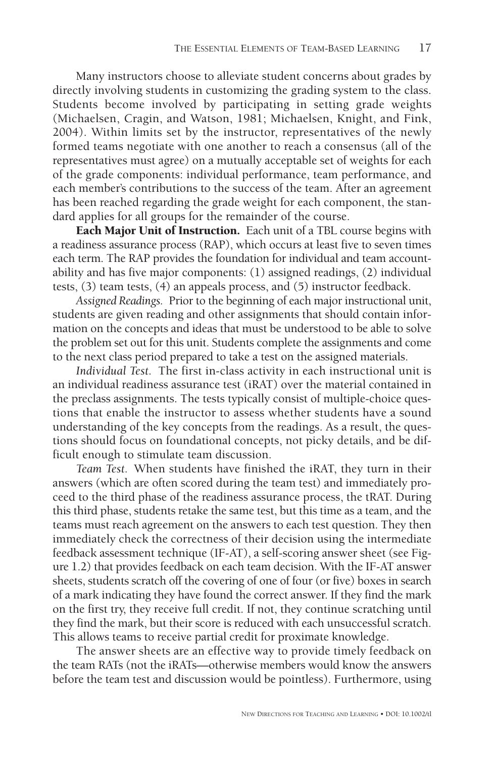Many instructors choose to alleviate student concerns about grades by directly involving students in customizing the grading system to the class. Students become involved by participating in setting grade weights (Michaelsen, Cragin, and Watson, 1981; Michaelsen, Knight, and Fink, 2004). Within limits set by the instructor, representatives of the newly formed teams negotiate with one another to reach a consensus (all of the representatives must agree) on a mutually acceptable set of weights for each of the grade components: individual performance, team performance, and each member's contributions to the success of the team. After an agreement has been reached regarding the grade weight for each component, the standard applies for all groups for the remainder of the course.

**Each Major Unit of Instruction.** Each unit of a TBL course begins with a readiness assurance process (RAP), which occurs at least five to seven times each term. The RAP provides the foundation for individual and team accountability and has five major components: (1) assigned readings, (2) individual tests, (3) team tests, (4) an appeals process, and (5) instructor feedback.

*Assigned Readings.* Prior to the beginning of each major instructional unit, students are given reading and other assignments that should contain information on the concepts and ideas that must be understood to be able to solve the problem set out for this unit. Students complete the assignments and come to the next class period prepared to take a test on the assigned materials.

*Individual Test.* The first in-class activity in each instructional unit is an individual readiness assurance test (iRAT) over the material contained in the preclass assignments. The tests typically consist of multiple-choice questions that enable the instructor to assess whether students have a sound understanding of the key concepts from the readings. As a result, the questions should focus on foundational concepts, not picky details, and be difficult enough to stimulate team discussion.

*Team Test.* When students have finished the iRAT, they turn in their answers (which are often scored during the team test) and immediately proceed to the third phase of the readiness assurance process, the tRAT. During this third phase, students retake the same test, but this time as a team, and the teams must reach agreement on the answers to each test question. They then immediately check the correctness of their decision using the intermediate feedback assessment technique (IF-AT), a self-scoring answer sheet (see Figure 1.2) that provides feedback on each team decision. With the IF-AT answer sheets, students scratch off the covering of one of four (or five) boxes in search of a mark indicating they have found the correct answer. If they find the mark on the first try, they receive full credit. If not, they continue scratching until they find the mark, but their score is reduced with each unsuccessful scratch. This allows teams to receive partial credit for proximate knowledge.

The answer sheets are an effective way to provide timely feedback on the team RATs (not the iRATs—otherwise members would know the answers before the team test and discussion would be pointless). Furthermore, using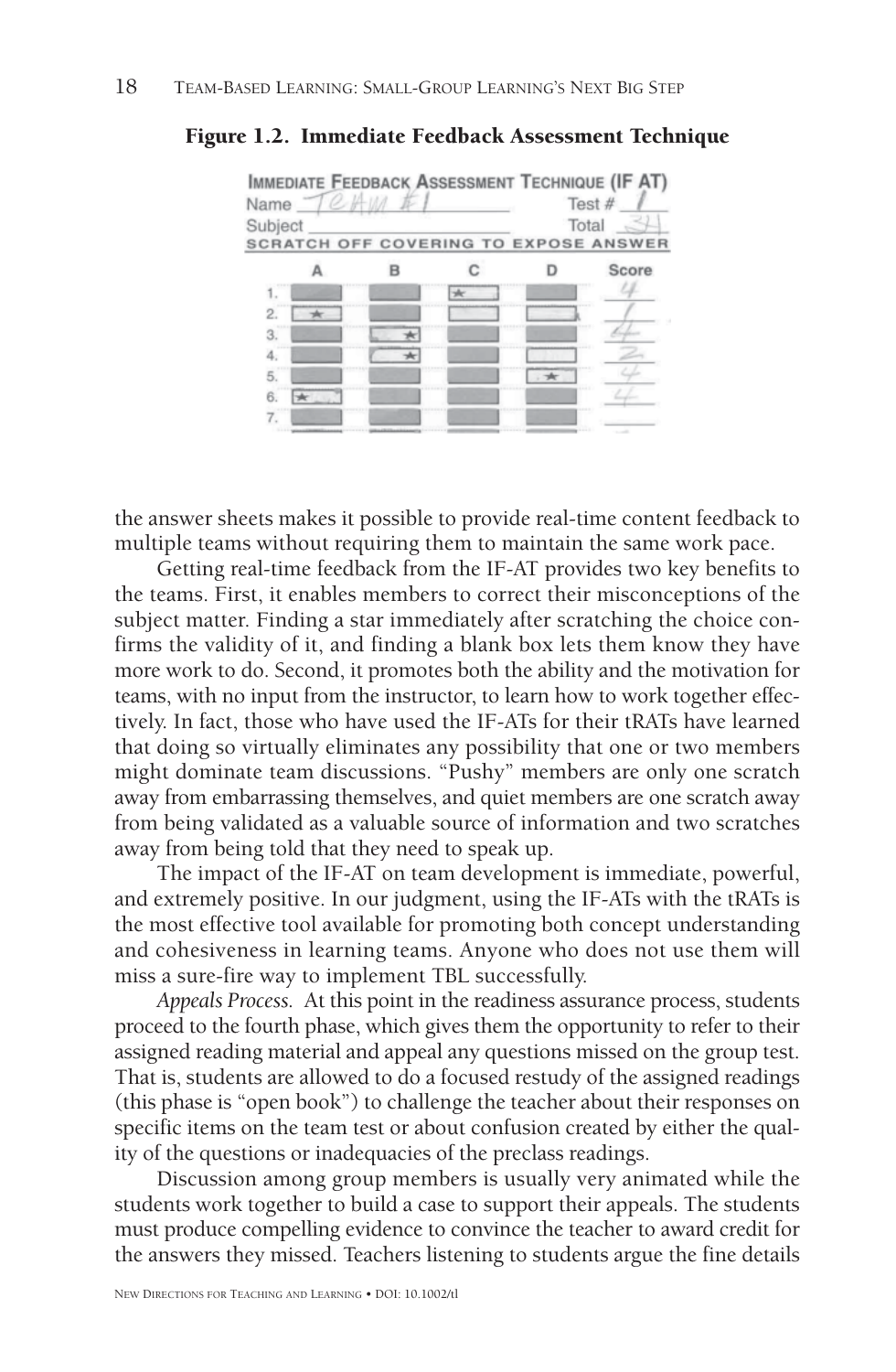**Figure 1.2. Immediate Feedback Assessment Technique**

the answer sheets makes it possible to provide real-time content feedback to multiple teams without requiring them to maintain the same work pace.

Getting real-time feedback from the IF-AT provides two key benefits to the teams. First, it enables members to correct their misconceptions of the subject matter. Finding a star immediately after scratching the choice confirms the validity of it, and finding a blank box lets them know they have more work to do. Second, it promotes both the ability and the motivation for teams, with no input from the instructor, to learn how to work together effectively. In fact, those who have used the IF-ATs for their tRATs have learned that doing so virtually eliminates any possibility that one or two members might dominate team discussions. "Pushy" members are only one scratch away from embarrassing themselves, and quiet members are one scratch away from being validated as a valuable source of information and two scratches away from being told that they need to speak up.

The impact of the IF-AT on team development is immediate, powerful, and extremely positive. In our judgment, using the IF-ATs with the tRATs is the most effective tool available for promoting both concept understanding and cohesiveness in learning teams. Anyone who does not use them will miss a sure-fire way to implement TBL successfully.

*Appeals Process.* At this point in the readiness assurance process, students proceed to the fourth phase, which gives them the opportunity to refer to their assigned reading material and appeal any questions missed on the group test. That is, students are allowed to do a focused restudy of the assigned readings (this phase is "open book") to challenge the teacher about their responses on specific items on the team test or about confusion created by either the quality of the questions or inadequacies of the preclass readings.

Discussion among group members is usually very animated while the students work together to build a case to support their appeals. The students must produce compelling evidence to convince the teacher to award credit for the answers they missed. Teachers listening to students argue the fine details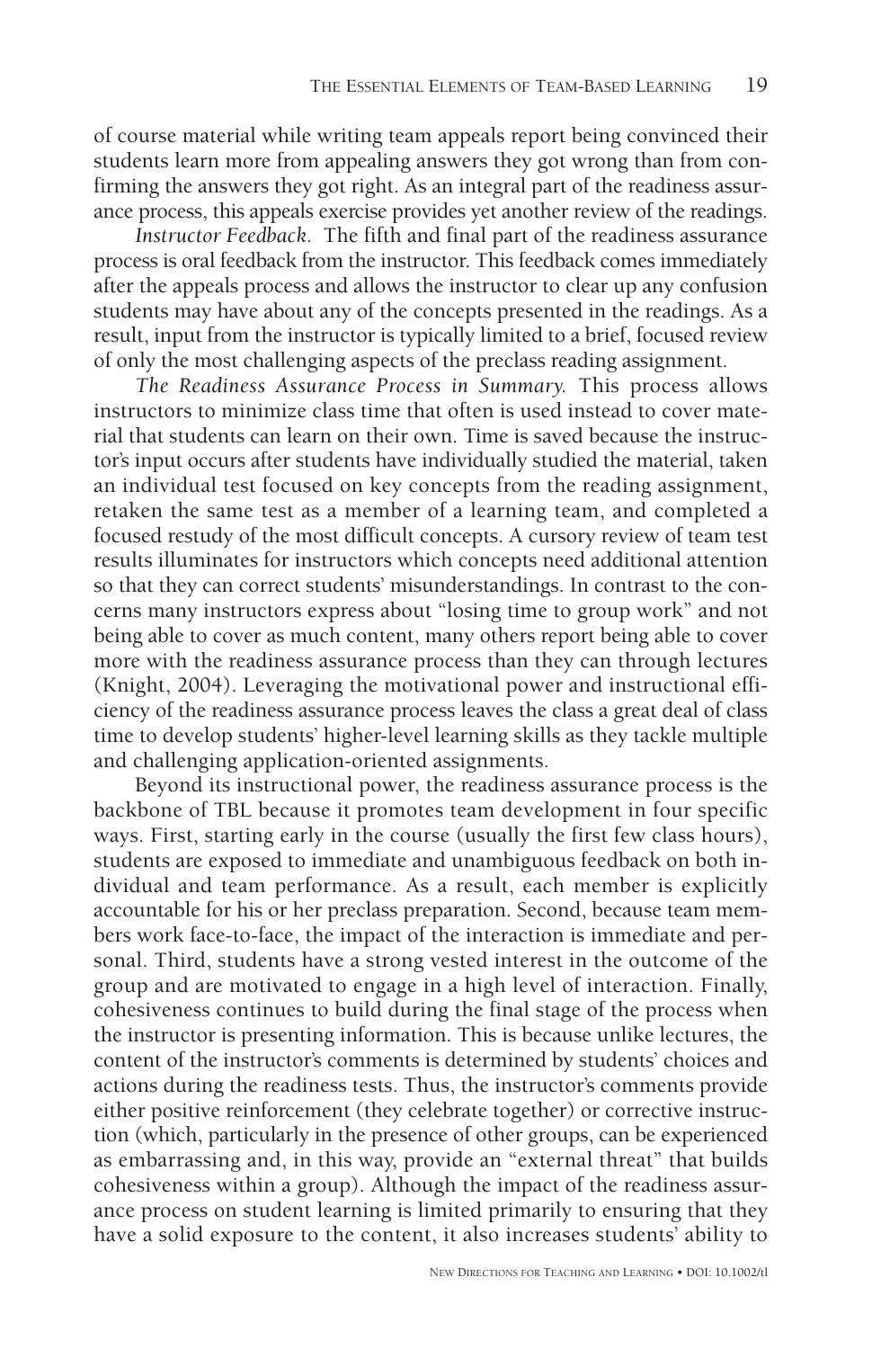of course material while writing team appeals report being convinced their students learn more from appealing answers they got wrong than from confirming the answers they got right. As an integral part of the readiness assurance process, this appeals exercise provides yet another review of the readings.

*Instructor Feedback.* The fifth and final part of the readiness assurance process is oral feedback from the instructor. This feedback comes immediately after the appeals process and allows the instructor to clear up any confusion students may have about any of the concepts presented in the readings. As a result, input from the instructor is typically limited to a brief, focused review of only the most challenging aspects of the preclass reading assignment.

*The Readiness Assurance Process in Summary.* This process allows instructors to minimize class time that often is used instead to cover material that students can learn on their own. Time is saved because the instructor's input occurs after students have individually studied the material, taken an individual test focused on key concepts from the reading assignment, retaken the same test as a member of a learning team, and completed a focused restudy of the most difficult concepts. A cursory review of team test results illuminates for instructors which concepts need additional attention so that they can correct students' misunderstandings. In contrast to the concerns many instructors express about "losing time to group work" and not being able to cover as much content, many others report being able to cover more with the readiness assurance process than they can through lectures (Knight, 2004). Leveraging the motivational power and instructional efficiency of the readiness assurance process leaves the class a great deal of class time to develop students' higher-level learning skills as they tackle multiple and challenging application-oriented assignments.

Beyond its instructional power, the readiness assurance process is the backbone of TBL because it promotes team development in four specific ways. First, starting early in the course (usually the first few class hours), students are exposed to immediate and unambiguous feedback on both individual and team performance. As a result, each member is explicitly accountable for his or her preclass preparation. Second, because team members work face-to-face, the impact of the interaction is immediate and personal. Third, students have a strong vested interest in the outcome of the group and are motivated to engage in a high level of interaction. Finally, cohesiveness continues to build during the final stage of the process when the instructor is presenting information. This is because unlike lectures, the content of the instructor's comments is determined by students' choices and actions during the readiness tests. Thus, the instructor's comments provide either positive reinforcement (they celebrate together) or corrective instruction (which, particularly in the presence of other groups, can be experienced as embarrassing and, in this way, provide an "external threat" that builds cohesiveness within a group). Although the impact of the readiness assurance process on student learning is limited primarily to ensuring that they have a solid exposure to the content, it also increases students' ability to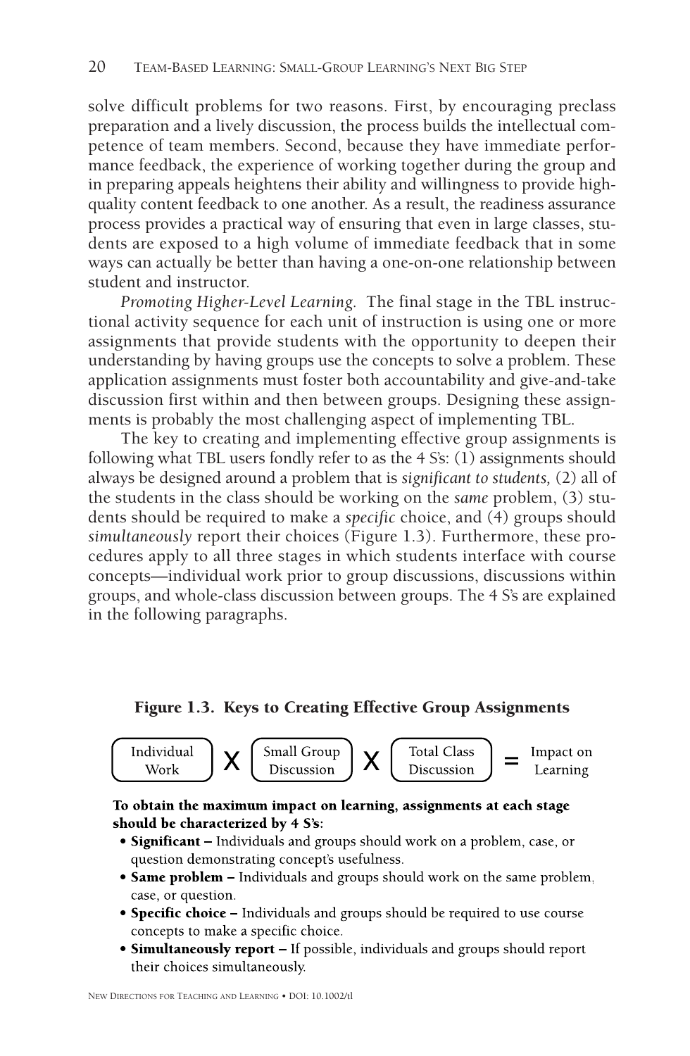solve difficult problems for two reasons. First, by encouraging preclass preparation and a lively discussion, the process builds the intellectual competence of team members. Second, because they have immediate performance feedback, the experience of working together during the group and in preparing appeals heightens their ability and willingness to provide high-quality content feedback to one another. As a result, the readiness assurance process provides a practical way of ensuring that even in large classes, students are exposed to a high volume of immediate feedback that in some ways can actually be better than having a one-on-one relationship between student and instructor.

*Promoting Higher-Level Learning.* The final stage in the TBL instructional activity sequence for each unit of instruction is using one or more assignments that provide students with the opportunity to deepen their understanding by having groups use the concepts to solve a problem. These application assignments must foster both accountability and give-and-take discussion first within and then between groups. Designing these assignments is probably the most challenging aspect of implementing TBL.

The key to creating and implementing effective group assignments is following what TBL users fondly refer to as the 4 S's: (1) assignments should always be designed around a problem that is *significant to students,* (2) all of the students in the class should be working on the *same* problem, (3) students should be required to make a *specific* choice, and (4) groups should *simultaneously* report their choices (Figure 1.3). Furthermore, these procedures apply to all three stages in which students interface with course concepts—individual work prior to group discussions, discussions within groups, and whole-class discussion between groups. The 4 S's are explained in the following paragraphs.

**Figure 1.3. Keys to Creating Effective Group Assignments**

Individual Work X Small Group Discussion X Total Class Discussion = Impact on Learning

**To obtain the maximum impact on learning, assignments at each stage should be characterized by 4 S's:**

- **Significant –** Individuals and groups should work on a problem, case, or question demonstrating concept's usefulness.
- **Same problem –** Individuals and groups should work on the same problem, case, or question.
- **Specific choice –** Individuals and groups should be required to use course concepts to make a specific choice.
- **Simultaneously report –** If possible, individuals and groups should report their choices simultaneously.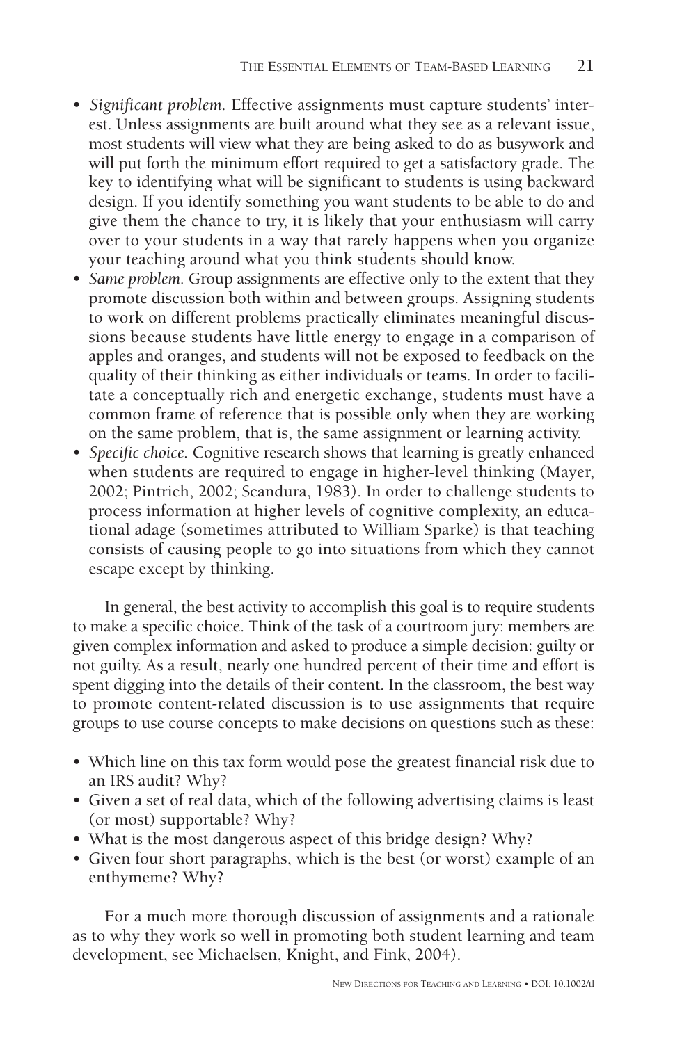- *Significant problem.* Effective assignments must capture students' interest. Unless assignments are built around what they see as a relevant issue, most students will view what they are being asked to do as busywork and will put forth the minimum effort required to get a satisfactory grade. The key to identifying what will be significant to students is using backward design. If you identify something you want students to be able to do and give them the chance to try, it is likely that your enthusiasm will carry over to your students in a way that rarely happens when you organize your teaching around what you think students should know.
- *Same problem.* Group assignments are effective only to the extent that they promote discussion both within and between groups. Assigning students to work on different problems practically eliminates meaningful discussions because students have little energy to engage in a comparison of apples and oranges, and students will not be exposed to feedback on the quality of their thinking as either individuals or teams. In order to facilitate a conceptually rich and energetic exchange, students must have a common frame of reference that is possible only when they are working on the same problem, that is, the same assignment or learning activity.
- *Specific choice.* Cognitive research shows that learning is greatly enhanced when students are required to engage in higher-level thinking (Mayer, 2002; Pintrich, 2002; Scandura, 1983). In order to challenge students to process information at higher levels of cognitive complexity, an educational adage (sometimes attributed to William Sparke) is that teaching consists of causing people to go into situations from which they cannot escape except by thinking.

In general, the best activity to accomplish this goal is to require students to make a specific choice. Think of the task of a courtroom jury: members are given complex information and asked to produce a simple decision: guilty or not guilty. As a result, nearly one hundred percent of their time and effort is spent digging into the details of their content. In the classroom, the best way to promote content-related discussion is to use assignments that require groups to use course concepts to make decisions on questions such as these:

- Which line on this tax form would pose the greatest financial risk due to an IRS audit? Why?
- Given a set of real data, which of the following advertising claims is least (or most) supportable? Why?
- What is the most dangerous aspect of this bridge design? Why?
- Given four short paragraphs, which is the best (or worst) example of an enthymeme? Why?

For a much more thorough discussion of assignments and a rationale as to why they work so well in promoting both student learning and team development, see Michaelsen, Knight, and Fink, 2004).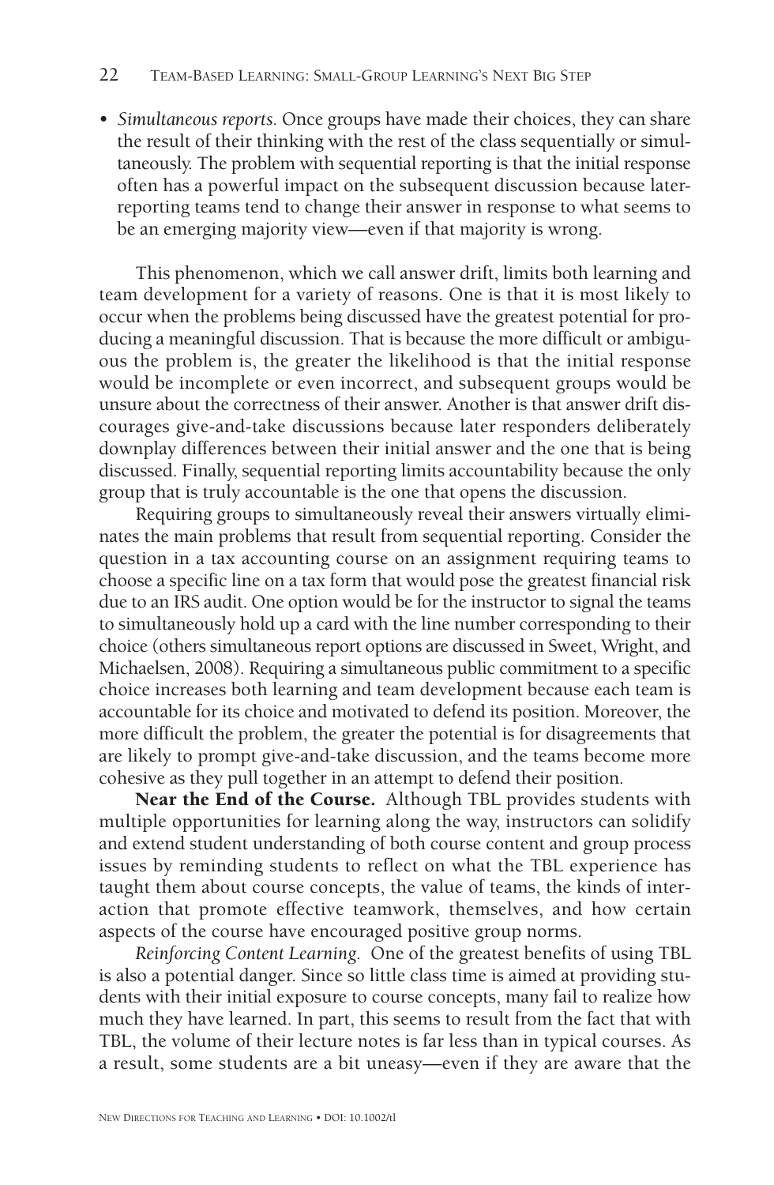- *Simultaneous reports.* Once groups have made their choices, they can share the result of their thinking with the rest of the class sequentially or simultaneously. The problem with sequential reporting is that the initial response often has a powerful impact on the subsequent discussion because later-reporting teams tend to change their answer in response to what seems to be an emerging majority view—even if that majority is wrong.

This phenomenon, which we call answer drift, limits both learning and team development for a variety of reasons. One is that it is most likely to occur when the problems being discussed have the greatest potential for producing a meaningful discussion. That is because the more difficult or ambiguous the problem is, the greater the likelihood is that the initial response would be incomplete or even incorrect, and subsequent groups would be unsure about the correctness of their answer. Another is that answer drift discourages give-and-take discussions because later responders deliberately downplay differences between their initial answer and the one that is being discussed. Finally, sequential reporting limits accountability because the only group that is truly accountable is the one that opens the discussion.

Requiring groups to simultaneously reveal their answers virtually eliminates the main problems that result from sequential reporting. Consider the question in a tax accounting course on an assignment requiring teams to choose a specific line on a tax form that would pose the greatest financial risk due to an IRS audit. One option would be for the instructor to signal the teams to simultaneously hold up a card with the line number corresponding to their choice (others simultaneous report options are discussed in Sweet, Wright, and Michaelsen, 2008). Requiring a simultaneous public commitment to a specific choice increases both learning and team development because each team is accountable for its choice and motivated to defend its position. Moreover, the more difficult the problem, the greater the potential is for disagreements that are likely to prompt give-and-take discussion, and the teams become more cohesive as they pull together in an attempt to defend their position.

**Near the End of the Course.** Although TBL provides students with multiple opportunities for learning along the way, instructors can solidify and extend student understanding of both course content and group process issues by reminding students to reflect on what the TBL experience has taught them about course concepts, the value of teams, the kinds of interaction that promote effective teamwork, themselves, and how certain aspects of the course have encouraged positive group norms.

*Reinforcing Content Learning.* One of the greatest benefits of using TBL is also a potential danger. Since so little class time is aimed at providing students with their initial exposure to course concepts, many fail to realize how much they have learned. In part, this seems to result from the fact that with TBL, the volume of their lecture notes is far less than in typical courses. As a result, some students are a bit uneasy—even if they are aware that the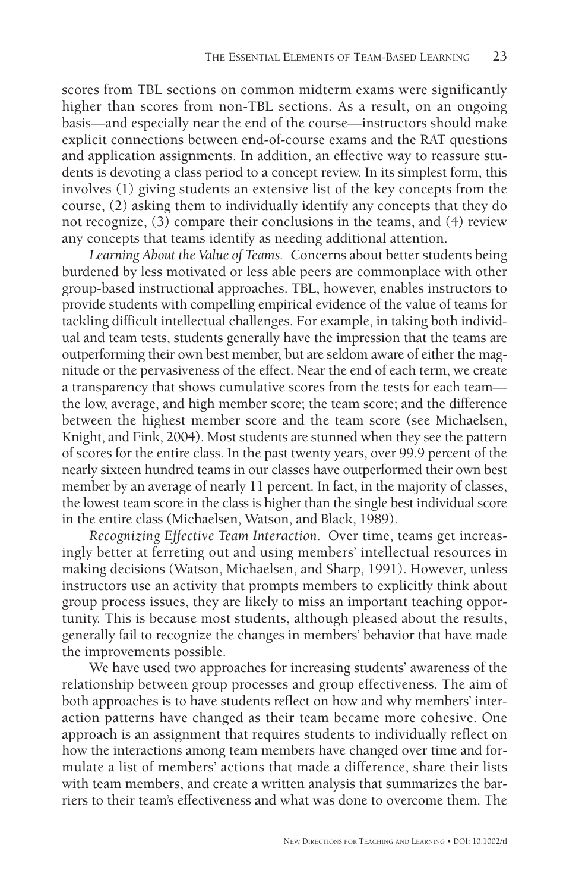scores from TBL sections on common midterm exams were significantly higher than scores from non-TBL sections. As a result, on an ongoing basis—and especially near the end of the course—instructors should make explicit connections between end-of-course exams and the RAT questions and application assignments. In addition, an effective way to reassure students is devoting a class period to a concept review. In its simplest form, this involves (1) giving students an extensive list of the key concepts from the course, (2) asking them to individually identify any concepts that they do not recognize, (3) compare their conclusions in the teams, and (4) review any concepts that teams identify as needing additional attention.

*Learning About the Value of Teams.* Concerns about better students being burdened by less motivated or less able peers are commonplace with other group-based instructional approaches. TBL, however, enables instructors to provide students with compelling empirical evidence of the value of teams for tackling difficult intellectual challenges. For example, in taking both individual and team tests, students generally have the impression that the teams are outperforming their own best member, but are seldom aware of either the magnitude or the pervasiveness of the effect. Near the end of each term, we create a transparency that shows cumulative scores from the tests for each team—the low, average, and high member score; the team score; and the difference between the highest member score and the team score (see Michaelsen, Knight, and Fink, 2004). Most students are stunned when they see the pattern of scores for the entire class. In the past twenty years, over 99.9 percent of the nearly sixteen hundred teams in our classes have outperformed their own best member by an average of nearly 11 percent. In fact, in the majority of classes, the lowest team score in the class is higher than the single best individual score in the entire class (Michaelsen, Watson, and Black, 1989).

*Recognizing Effective Team Interaction.* Over time, teams get increasingly better at ferreting out and using members' intellectual resources in making decisions (Watson, Michaelsen, and Sharp, 1991). However, unless instructors use an activity that prompts members to explicitly think about group process issues, they are likely to miss an important teaching opportunity. This is because most students, although pleased about the results, generally fail to recognize the changes in members' behavior that have made the improvements possible.

We have used two approaches for increasing students' awareness of the relationship between group processes and group effectiveness. The aim of both approaches is to have students reflect on how and why members' interaction patterns have changed as their team became more cohesive. One approach is an assignment that requires students to individually reflect on how the interactions among team members have changed over time and formulate a list of members' actions that made a difference, share their lists with team members, and create a written analysis that summarizes the barriers to their team's effectiveness and what was done to overcome them. The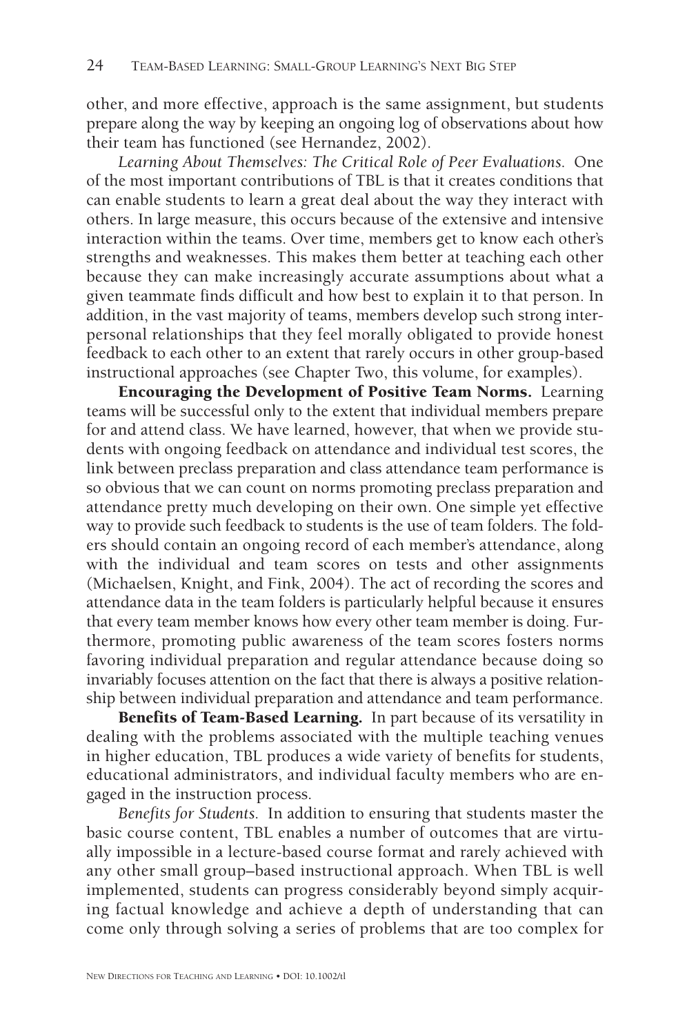other, and more effective, approach is the same assignment, but students prepare along the way by keeping an ongoing log of observations about how their team has functioned (see Hernandez, 2002).

*Learning About Themselves: The Critical Role of Peer Evaluations.* One of the most important contributions of TBL is that it creates conditions that can enable students to learn a great deal about the way they interact with others. In large measure, this occurs because of the extensive and intensive interaction within the teams. Over time, members get to know each other's strengths and weaknesses. This makes them better at teaching each other because they can make increasingly accurate assumptions about what a given teammate finds difficult and how best to explain it to that person. In addition, in the vast majority of teams, members develop such strong interpersonal relationships that they feel morally obligated to provide honest feedback to each other to an extent that rarely occurs in other group-based instructional approaches (see Chapter Two, this volume, for examples).

**Encouraging the Development of Positive Team Norms.** Learning teams will be successful only to the extent that individual members prepare for and attend class. We have learned, however, that when we provide students with ongoing feedback on attendance and individual test scores, the link between preclass preparation and class attendance team performance is so obvious that we can count on norms promoting preclass preparation and attendance pretty much developing on their own. One simple yet effective way to provide such feedback to students is the use of team folders. The folders should contain an ongoing record of each member's attendance, along with the individual and team scores on tests and other assignments (Michaelsen, Knight, and Fink, 2004). The act of recording the scores and attendance data in the team folders is particularly helpful because it ensures that every team member knows how every other team member is doing. Furthermore, promoting public awareness of the team scores fosters norms favoring individual preparation and regular attendance because doing so invariably focuses attention on the fact that there is always a positive relationship between individual preparation and attendance and team performance.

**Benefits of Team-Based Learning.** In part because of its versatility in dealing with the problems associated with the multiple teaching venues in higher education, TBL produces a wide variety of benefits for students, educational administrators, and individual faculty members who are engaged in the instruction process.

*Benefits for Students.* In addition to ensuring that students master the basic course content, TBL enables a number of outcomes that are virtually impossible in a lecture-based course format and rarely achieved with any other small group–based instructional approach. When TBL is well implemented, students can progress considerably beyond simply acquiring factual knowledge and achieve a depth of understanding that can come only through solving a series of problems that are too complex for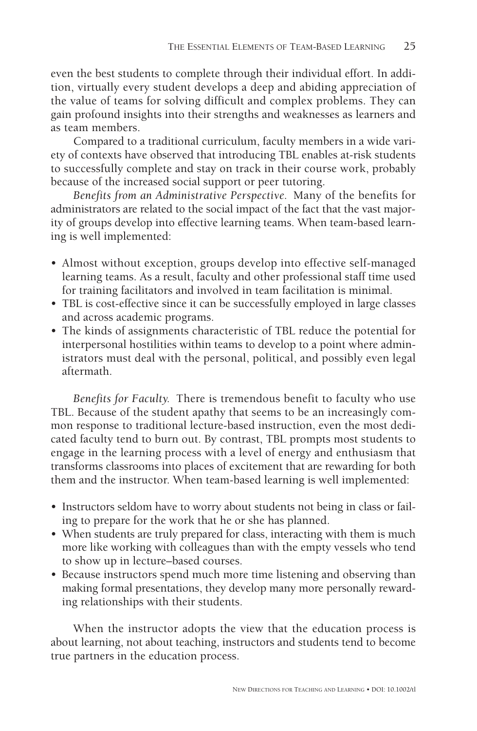even the best students to complete through their individual effort. In addition, virtually every student develops a deep and abiding appreciation of the value of teams for solving difficult and complex problems. They can gain profound insights into their strengths and weaknesses as learners and as team members.

Compared to a traditional curriculum, faculty members in a wide variety of contexts have observed that introducing TBL enables at-risk students to successfully complete and stay on track in their course work, probably because of the increased social support or peer tutoring.

*Benefits from an Administrative Perspective.* Many of the benefits for administrators are related to the social impact of the fact that the vast majority of groups develop into effective learning teams. When team-based learning is well implemented:

- Almost without exception, groups develop into effective self-managed learning teams. As a result, faculty and other professional staff time used for training facilitators and involved in team facilitation is minimal.
- TBL is cost-effective since it can be successfully employed in large classes and across academic programs.
- The kinds of assignments characteristic of TBL reduce the potential for interpersonal hostilities within teams to develop to a point where administrators must deal with the personal, political, and possibly even legal aftermath.

*Benefits for Faculty.* There is tremendous benefit to faculty who use TBL. Because of the student apathy that seems to be an increasingly common response to traditional lecture-based instruction, even the most dedicated faculty tend to burn out. By contrast, TBL prompts most students to engage in the learning process with a level of energy and enthusiasm that transforms classrooms into places of excitement that are rewarding for both them and the instructor. When team-based learning is well implemented:

- Instructors seldom have to worry about students not being in class or failing to prepare for the work that he or she has planned.
- When students are truly prepared for class, interacting with them is much more like working with colleagues than with the empty vessels who tend to show up in lecture–based courses.
- Because instructors spend much more time listening and observing than making formal presentations, they develop many more personally rewarding relationships with their students.

When the instructor adopts the view that the education process is about learning, not about teaching, instructors and students tend to become true partners in the education process.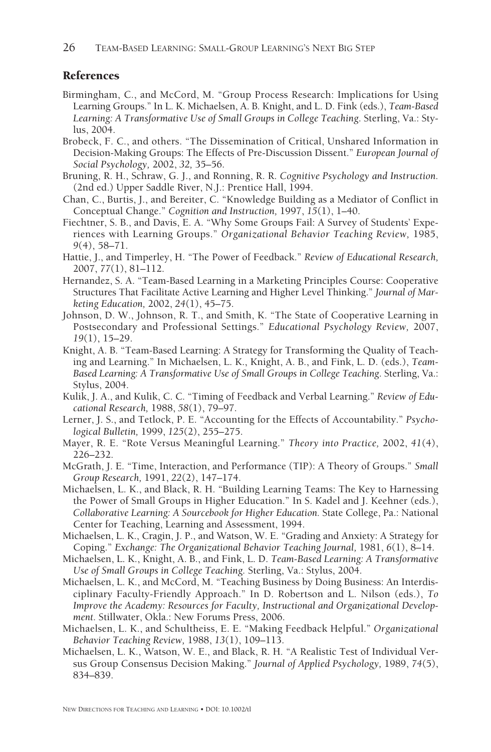## References

Birmingham, C., and McCord, M. "Group Process Research: Implications for Using Learning Groups." In L. K. Michaelsen, A. B. Knight, and L. D. Fink (eds.), *Team-Based Learning: A Transformative Use of Small Groups in College Teaching.* Sterling, Va.: Stylus, 2004.

Brobeck, F. C., and others. "The Dissemination of Critical, Unshared Information in Decision-Making Groups: The Effects of Pre-Discussion Dissent." *European Journal of Social Psychology,* 2002, *32,* 35–56.

Bruning, R. H., Schraw, G. J., and Ronning, R. R. *Cognitive Psychology and Instruction.* (2nd ed.) Upper Saddle River, N.J.: Prentice Hall, 1994.

Chan, C., Burtis, J., and Bereiter, C. "Knowledge Building as a Mediator of Conflict in Conceptual Change." *Cognition and Instruction,* 1997, *15*(1), 1–40.

Fiechtner, S. B., and Davis, E. A. "Why Some Groups Fail: A Survey of Students' Experiences with Learning Groups." *Organizational Behavior Teaching Review,* 1985, *9*(4), 58–71.

Hattie, J., and Timperley, H. "The Power of Feedback." *Review of Educational Research,* 2007, *77*(1), 81–112.

Hernandez, S. A. "Team-Based Learning in a Marketing Principles Course: Cooperative Structures That Facilitate Active Learning and Higher Level Thinking." *Journal of Marketing Education,* 2002, *24*(1), 45–75.

Johnson, D. W., Johnson, R. T., and Smith, K. "The State of Cooperative Learning in Postsecondary and Professional Settings." *Educational Psychology Review,* 2007, *19*(1), 15–29.

Knight, A. B. "Team-Based Learning: A Strategy for Transforming the Quality of Teaching and Learning." In Michaelsen, L. K., Knight, A. B., and Fink, L. D. (eds.), *Team-Based Learning: A Transformative Use of Small Groups in College Teaching.* Sterling, Va.: Stylus, 2004.

Kulik, J. A., and Kulik, C. C. "Timing of Feedback and Verbal Learning." *Review of Educational Research,* 1988, *58*(1), 79–97.

Lerner, J. S., and Tetlock, P. E. "Accounting for the Effects of Accountability." *Psychological Bulletin,* 1999, *125*(2), 255–275.

Mayer, R. E. "Rote Versus Meaningful Learning." *Theory into Practice,* 2002, *41*(4), 226–232.

McGrath, J. E. "Time, Interaction, and Performance (TIP): A Theory of Groups." *Small Group Research,* 1991, *22*(2), 147–174.

Michaelsen, L. K., and Black, R. H. "Building Learning Teams: The Key to Harnessing the Power of Small Groups in Higher Education." In S. Kadel and J. Keehner (eds.), *Collaborative Learning: A Sourcebook for Higher Education.* State College, Pa.: National Center for Teaching, Learning and Assessment, 1994.

Michaelsen, L. K., Cragin, J. P., and Watson, W. E. "Grading and Anxiety: A Strategy for Coping." *Exchange: The Organizational Behavior Teaching Journal,* 1981, *6*(1), 8–14.

Michaelsen, L. K., Knight, A. B., and Fink, L. D. *Team-Based Learning: A Transformative Use of Small Groups in College Teaching.* Sterling, Va.: Stylus, 2004.

Michaelsen, L. K., and McCord, M. "Teaching Business by Doing Business: An Interdisciplinary Faculty-Friendly Approach." In D. Robertson and L. Nilson (eds.), *To Improve the Academy: Resources for Faculty, Instructional and Organizational Development.* Stillwater, Okla.: New Forums Press, 2006.

Michaelsen, L. K., and Schultheiss, E. E. "Making Feedback Helpful." *Organizational Behavior Teaching Review,* 1988, *13*(1), 109–113.

Michaelsen, L. K., Watson, W. E., and Black, R. H. "A Realistic Test of Individual Versus Group Consensus Decision Making." *Journal of Applied Psychology,* 1989, *74*(5), 834–839.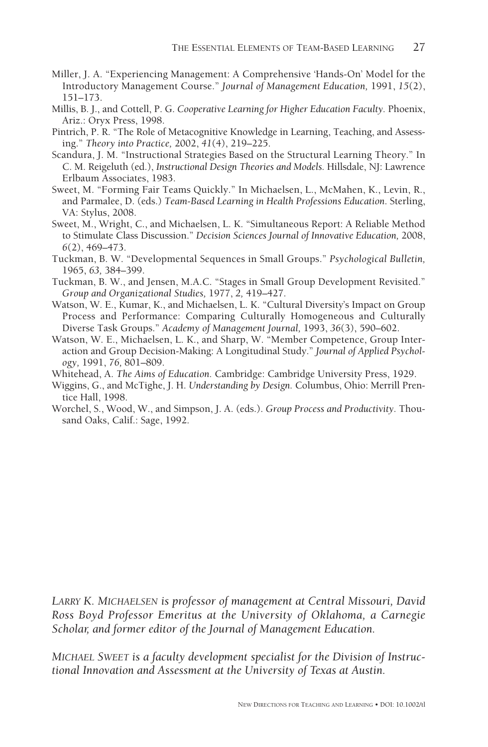Miller, J. A. "Experiencing Management: A Comprehensive 'Hands-On' Model for the Introductory Management Course." *Journal of Management Education,* 1991, *15*(2), 151–173.

Millis, B. J., and Cottell, P. G. *Cooperative Learning for Higher Education Faculty.* Phoenix, Ariz.: Oryx Press, 1998.

Pintrich, P. R. "The Role of Metacognitive Knowledge in Learning, Teaching, and Assessing." *Theory into Practice,* 2002, *41*(4), 219–225.

Scandura, J. M. "Instructional Strategies Based on the Structural Learning Theory." In C. M. Reigeluth (ed.), *Instructional Design Theories and Models.* Hillsdale, NJ: Lawrence Erlbaum Associates, 1983.

Sweet, M. "Forming Fair Teams Quickly." In Michaelsen, L., McMahen, K., Levin, R., and Parmalee, D. (eds.) *Team-Based Learning in Health Professions Education.* Sterling, VA: Stylus, 2008.

Sweet, M., Wright, C., and Michaelsen, L. K. "Simultaneous Report: A Reliable Method to Stimulate Class Discussion." *Decision Sciences Journal of Innovative Education,* 2008, *6*(2), 469–473.

Tuckman, B. W. "Developmental Sequences in Small Groups." *Psychological Bulletin,* 1965, *63,* 384–399.

Tuckman, B. W., and Jensen, M.A.C. "Stages in Small Group Development Revisited." *Group and Organizational Studies,* 1977, *2,* 419–427.

Watson, W. E., Kumar, K., and Michaelsen, L. K. "Cultural Diversity's Impact on Group Process and Performance: Comparing Culturally Homogeneous and Culturally Diverse Task Groups." *Academy of Management Journal,* 1993, *36*(3), 590–602.

Watson, W. E., Michaelsen, L. K., and Sharp, W. "Member Competence, Group Interaction and Group Decision-Making: A Longitudinal Study." *Journal of Applied Psychology,* 1991, *76,* 801–809.

Whitehead, A. *The Aims of Education.* Cambridge: Cambridge University Press, 1929.

Wiggins, G., and McTighe, J. H. *Understanding by Design.* Columbus, Ohio: Merrill Prentice Hall, 1998.

Worchel, S., Wood, W., and Simpson, J. A. (eds.). *Group Process and Productivity.* Thousand Oaks, Calif.: Sage, 1992.

*LARRY K. MICHAELSEN is professor of management at Central Missouri, David Ross Boyd Professor Emeritus at the University of Oklahoma, a Carnegie Scholar, and former editor of the Journal of Management Education.*

*MICHAEL SWEET is a faculty development specialist for the Division of Instructional Innovation and Assessment at the University of Texas at Austin.*